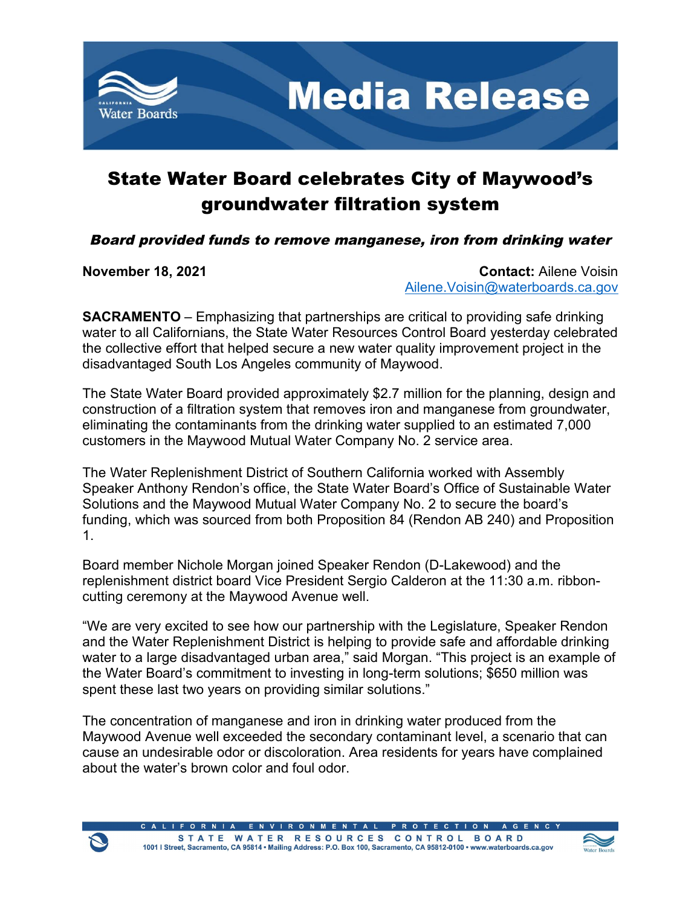# Media Release

# State Water Board celebrates City of Maywood's groundwater filtration system

***Board provided funds to remove manganese, iron from drinking water***

**November 18, 2021**

**Contact:** Ailene Voisin
Ailene.Voisin@waterboards.ca.gov

**SACRAMENTO** – Emphasizing that partnerships are critical to providing safe drinking water to all Californians, the State Water Resources Control Board yesterday celebrated the collective effort that helped secure a new water quality improvement project in the disadvantaged South Los Angeles community of Maywood.

The State Water Board provided approximately $2.7 million for the planning, design and construction of a filtration system that removes iron and manganese from groundwater, eliminating the contaminants from the drinking water supplied to an estimated 7,000 customers in the Maywood Mutual Water Company No. 2 service area.

The Water Replenishment District of Southern California worked with Assembly Speaker Anthony Rendon's office, the State Water Board's Office of Sustainable Water Solutions and the Maywood Mutual Water Company No. 2 to secure the board's funding, which was sourced from both Proposition 84 (Rendon AB 240) and Proposition 1.

Board member Nichole Morgan joined Speaker Rendon (D-Lakewood) and the replenishment district board Vice President Sergio Calderon at the 11:30 a.m. ribbon-cutting ceremony at the Maywood Avenue well.

"We are very excited to see how our partnership with the Legislature, Speaker Rendon and the Water Replenishment District is helping to provide safe and affordable drinking water to a large disadvantaged urban area," said Morgan. "This project is an example of the Water Board's commitment to investing in long-term solutions; $650 million was spent these last two years on providing similar solutions."

The concentration of manganese and iron in drinking water produced from the Maywood Avenue well exceeded the secondary contaminant level, a scenario that can cause an undesirable odor or discoloration. Area residents for years have complained about the water's brown color and foul odor.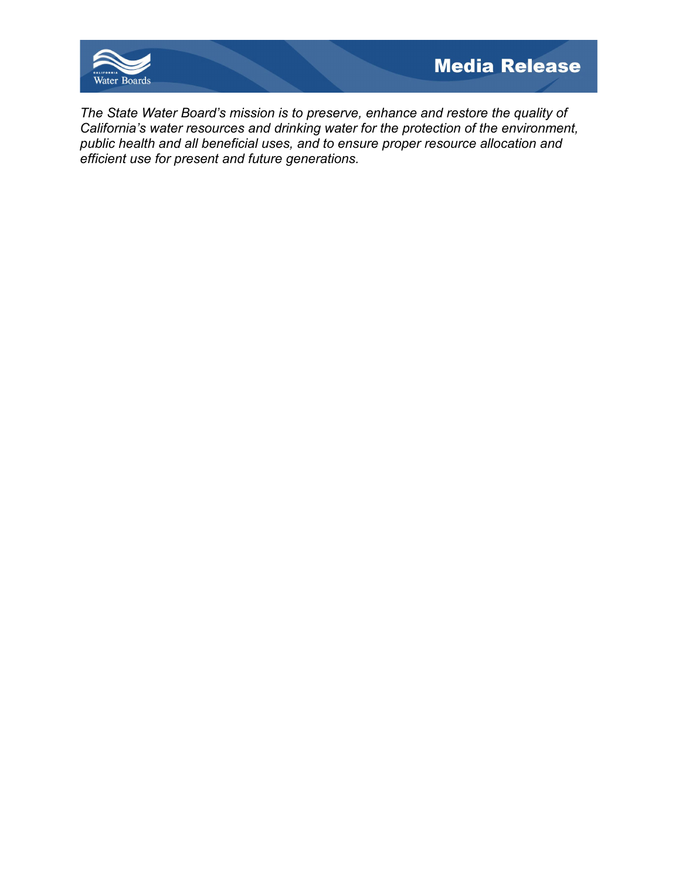# Media Release

*The State Water Board's mission is to preserve, enhance and restore the quality of California's water resources and drinking water for the protection of the environment, public health and all beneficial uses, and to ensure proper resource allocation and efficient use for present and future generations.*